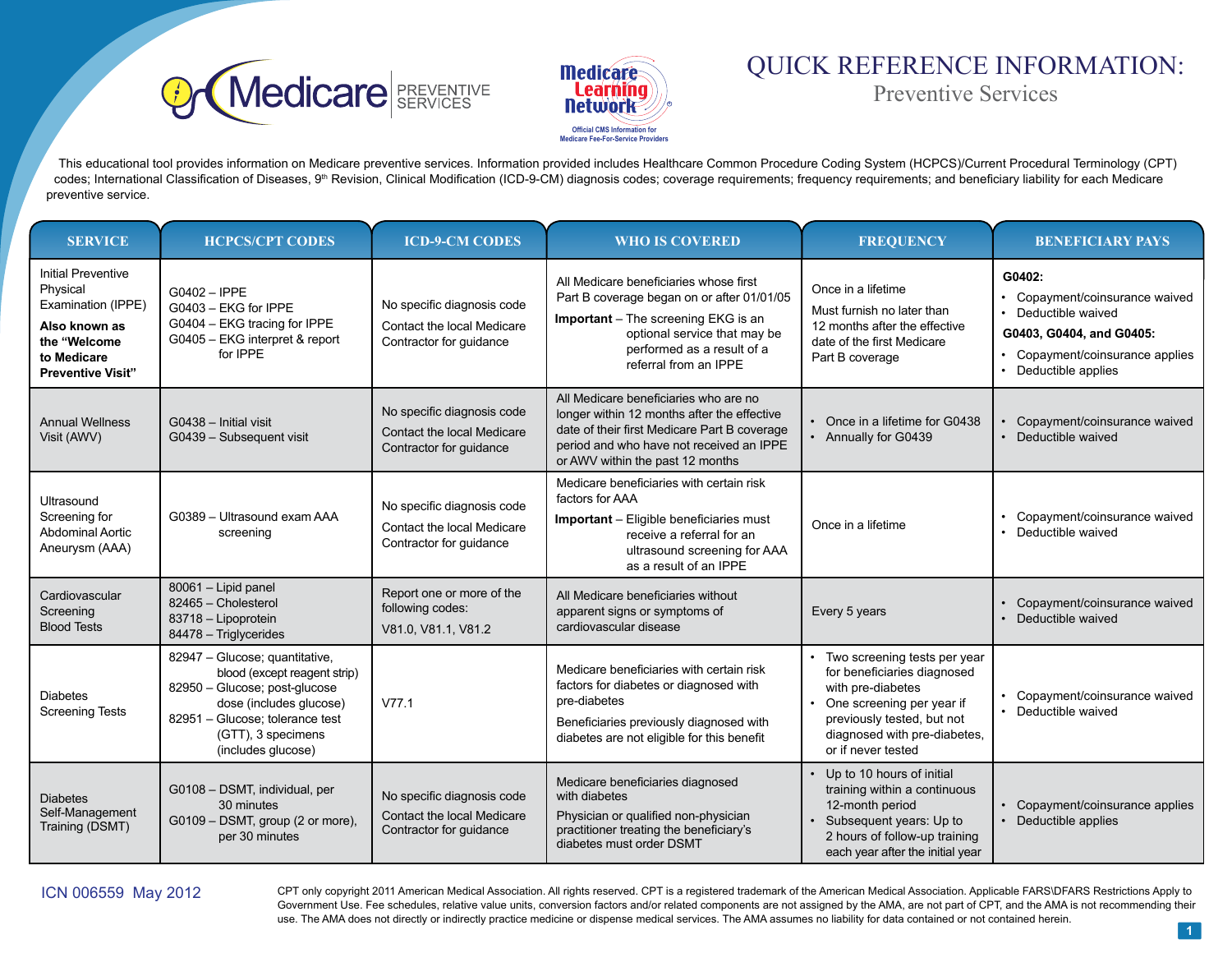# QUICK REFERENCE INFORMATION:

## Preventive Services

This educational tool provides information on Medicare preventive services. Information provided includes Healthcare Common Procedure Coding System (HCPCS)/Current Procedural Terminology (CPT) codes; International Classification of Diseases, 9th Revision, Clinical Modification (ICD-9-CM) diagnosis codes; coverage requirements; frequency requirements; and beneficiary liability for each Medicare preventive service.

| SERVICE | HCPCS/CPT CODES | ICD-9-CM CODES | WHO IS COVERED | FREQUENCY | BENEFICIARY PAYS |
|---|---|---|---|---|---|
| Initial Preventive Physical Examination (IPPE)<br>**Also known as the "Welcome to Medicare Preventive Visit"** | G0402 – IPPE<br>G0403 – EKG for IPPE<br>G0404 – EKG tracing for IPPE<br>G0405 – EKG interpret & report for IPPE | No specific diagnosis code<br>Contact the local Medicare Contractor for guidance | All Medicare beneficiaries whose first Part B coverage began on or after 01/01/05<br>**Important** – The screening EKG is an optional service that may be performed as a result of a referral from an IPPE | Once in a lifetime<br>Must furnish no later than 12 months after the effective date of the first Medicare Part B coverage | **G0402:**<br>• Copayment/coinsurance waived<br>• Deductible waived<br>**G0403, G0404, and G0405:**<br>• Copayment/coinsurance applies<br>• Deductible applies |
| Annual Wellness Visit (AWV) | G0438 – Initial visit<br>G0439 – Subsequent visit | No specific diagnosis code<br>Contact the local Medicare Contractor for guidance | All Medicare beneficiaries who are no longer within 12 months after the effective date of their first Medicare Part B coverage period and who have not received an IPPE or AWV within the past 12 months | • Once in a lifetime for G0438<br>• Annually for G0439 | • Copayment/coinsurance waived<br>• Deductible waived |
| Ultrasound Screening for Abdominal Aortic Aneurysm (AAA) | G0389 – Ultrasound exam AAA screening | No specific diagnosis code<br>Contact the local Medicare Contractor for guidance | Medicare beneficiaries with certain risk factors for AAA<br>**Important** – Eligible beneficiaries must receive a referral for an ultrasound screening for AAA as a result of an IPPE | Once in a lifetime | • Copayment/coinsurance waived<br>• Deductible waived |
| Cardiovascular Screening Blood Tests | 80061 – Lipid panel<br>82465 – Cholesterol<br>83718 – Lipoprotein<br>84478 – Triglycerides | Report one or more of the following codes:<br>V81.0, V81.1, V81.2 | All Medicare beneficiaries without apparent signs or symptoms of cardiovascular disease | Every 5 years | • Copayment/coinsurance waived<br>• Deductible waived |
| Diabetes Screening Tests | 82947 – Glucose; quantitative, blood (except reagent strip)<br>82950 – Glucose; post-glucose dose (includes glucose)<br>82951 – Glucose; tolerance test (GTT), 3 specimens (includes glucose) | V77.1 | Medicare beneficiaries with certain risk factors for diabetes or diagnosed with pre-diabetes<br>Beneficiaries previously diagnosed with diabetes are not eligible for this benefit | • Two screening tests per year for beneficiaries diagnosed with pre-diabetes<br>• One screening per year if previously tested, but not diagnosed with pre-diabetes, or if never tested | • Copayment/coinsurance waived<br>• Deductible waived |
| Diabetes Self-Management Training (DSMT) | G0108 – DSMT, individual, per 30 minutes<br>G0109 – DSMT, group (2 or more), per 30 minutes | No specific diagnosis code<br>Contact the local Medicare Contractor for guidance | Medicare beneficiaries diagnosed with diabetes<br>Physician or qualified non-physician practitioner treating the beneficiary's diabetes must order DSMT | • Up to 10 hours of initial training within a continuous 12-month period<br>• Subsequent years: Up to 2 hours of follow-up training each year after the initial year | • Copayment/coinsurance applies<br>• Deductible applies |

ICN 006559 May 2012

CPT only copyright 2011 American Medical Association. All rights reserved. CPT is a registered trademark of the American Medical Association. Applicable FARS\DFARS Restrictions Apply to Government Use. Fee schedules, relative value units, conversion factors and/or related components are not assigned by the AMA, are not part of CPT, and the AMA is not recommending their use. The AMA does not directly or indirectly practice medicine or dispense medical services. The AMA assumes no liability for data contained or not contained herein.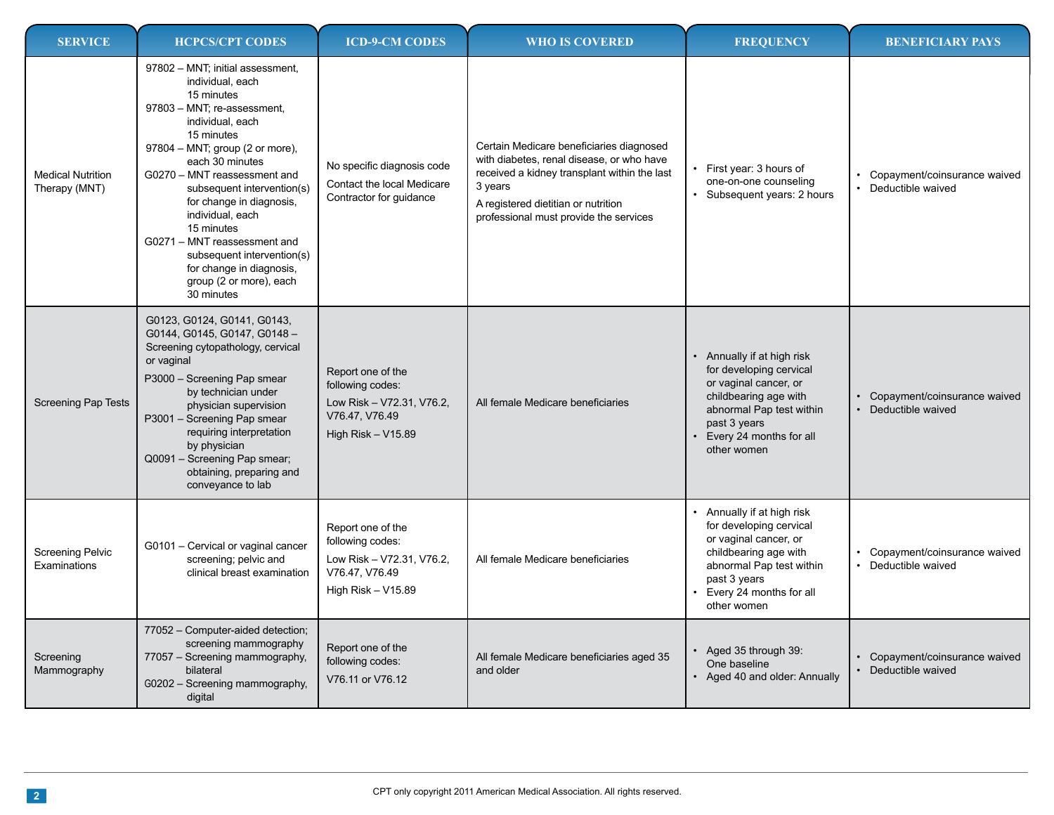| SERVICE | HCPCS/CPT CODES | ICD-9-CM CODES | WHO IS COVERED | FREQUENCY | BENEFICIARY PAYS |
|---|---|---|---|---|---|
| Medical Nutrition Therapy (MNT) | 97802 – MNT; initial assessment, individual, each 15 minutes<br>97803 – MNT; re-assessment, individual, each 15 minutes<br>97804 – MNT; group (2 or more), each 30 minutes<br>G0270 – MNT reassessment and subsequent intervention(s) for change in diagnosis, individual, each 15 minutes<br>G0271 – MNT reassessment and subsequent intervention(s) for change in diagnosis, group (2 or more), each 30 minutes | No specific diagnosis code<br>Contact the local Medicare Contractor for guidance | Certain Medicare beneficiaries diagnosed with diabetes, renal disease, or who have received a kidney transplant within the last 3 years<br>A registered dietitian or nutrition professional must provide the services | • First year: 3 hours of one-on-one counseling<br>• Subsequent years: 2 hours | • Copayment/coinsurance waived<br>• Deductible waived |
| Screening Pap Tests | G0123, G0124, G0141, G0143, G0144, G0145, G0147, G0148 – Screening cytopathology, cervical or vaginal<br>P3000 – Screening Pap smear by technician under physician supervision<br>P3001 – Screening Pap smear requiring interpretation by physician<br>Q0091 – Screening Pap smear; obtaining, preparing and conveyance to lab | Report one of the following codes:<br>Low Risk – V72.31, V76.2, V76.47, V76.49<br>High Risk – V15.89 | All female Medicare beneficiaries | • Annually if at high risk for developing cervical or vaginal cancer, or childbearing age with abnormal Pap test within past 3 years<br>• Every 24 months for all other women | • Copayment/coinsurance waived<br>• Deductible waived |
| Screening Pelvic Examinations | G0101 – Cervical or vaginal cancer screening; pelvic and clinical breast examination | Report one of the following codes:<br>Low Risk – V72.31, V76.2, V76.47, V76.49<br>High Risk – V15.89 | All female Medicare beneficiaries | • Annually if at high risk for developing cervical or vaginal cancer, or childbearing age with abnormal Pap test within past 3 years<br>• Every 24 months for all other women | • Copayment/coinsurance waived<br>• Deductible waived |
| Screening Mammography | 77052 – Computer-aided detection; screening mammography<br>77057 – Screening mammography, bilateral<br>G0202 – Screening mammography, digital | Report one of the following codes:<br>V76.11 or V76.12 | All female Medicare beneficiaries aged 35 and older | • Aged 35 through 39: One baseline<br>• Aged 40 and older: Annually | • Copayment/coinsurance waived<br>• Deductible waived |

CPT only copyright 2011 American Medical Association. All rights reserved.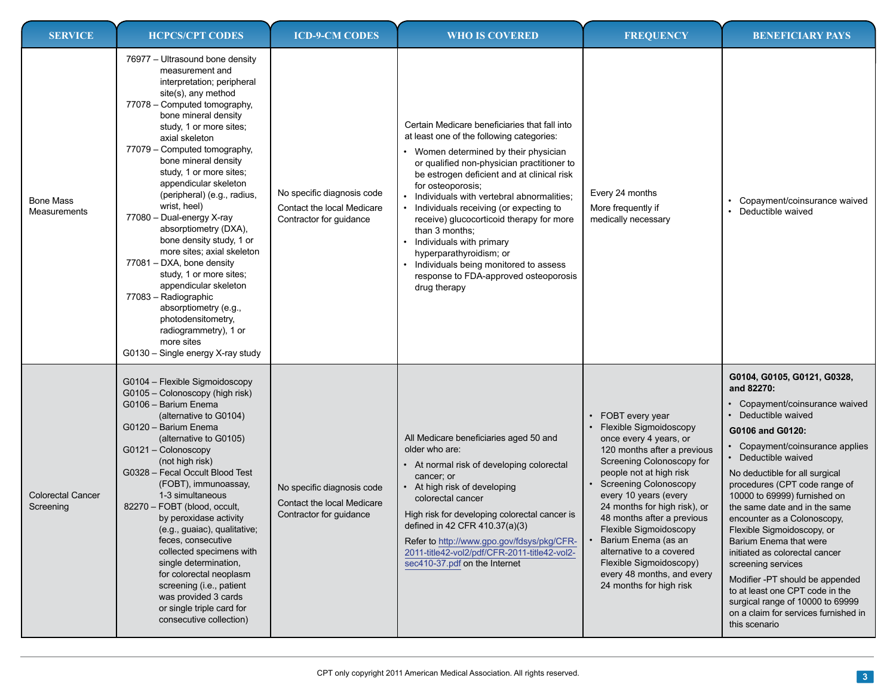| SERVICE | HCPCS/CPT CODES | ICD-9-CM CODES | WHO IS COVERED | FREQUENCY | BENEFICIARY PAYS |
| --- | --- | --- | --- | --- | --- |
| Bone Mass Measurements | 76977 – Ultrasound bone density measurement and interpretation; peripheral site(s), any method<br>77078 – Computed tomography, bone mineral density study, 1 or more sites; axial skeleton<br>77079 – Computed tomography, bone mineral density study, 1 or more sites; appendicular skeleton (peripheral) (e.g., radius, wrist, heel)<br>77080 – Dual-energy X-ray absorptiometry (DXA), bone density study, 1 or more sites; axial skeleton<br>77081 – DXA, bone density study, 1 or more sites; appendicular skeleton<br>77083 – Radiographic absorptiometry (e.g., photodensitometry, radiogrammetry), 1 or more sites<br>G0130 – Single energy X-ray study | No specific diagnosis code<br>Contact the local Medicare Contractor for guidance | Certain Medicare beneficiaries that fall into at least one of the following categories:<br>• Women determined by their physician or qualified non-physician practitioner to be estrogen deficient and at clinical risk for osteoporosis;<br>• Individuals with vertebral abnormalities;<br>• Individuals receiving (or expecting to receive) glucocorticoid therapy for more than 3 months;<br>• Individuals with primary hyperparathyroidism; or<br>• Individuals being monitored to assess response to FDA-approved osteoporosis drug therapy | Every 24 months<br>More frequently if medically necessary | • Copayment/coinsurance waived<br>• Deductible waived |
| Colorectal Cancer Screening | G0104 – Flexible Sigmoidoscopy<br>G0105 – Colonoscopy (high risk)<br>G0106 – Barium Enema (alternative to G0104)<br>G0120 – Barium Enema (alternative to G0105)<br>G0121 – Colonoscopy (not high risk)<br>G0328 – Fecal Occult Blood Test (FOBT), immunoassay, 1-3 simultaneous<br>82270 – FOBT (blood, occult, by peroxidase activity (e.g., guaiac), qualitative; feces, consecutive collected specimens with single determination, for colorectal neoplasm screening (i.e., patient was provided 3 cards or single triple card for consecutive collection) | No specific diagnosis code<br>Contact the local Medicare Contractor for guidance | All Medicare beneficiaries aged 50 and older who are:<br>• At normal risk of developing colorectal cancer; or<br>• At high risk of developing colorectal cancer<br>High risk for developing colorectal cancer is defined in 42 CFR 410.37(a)(3)<br>Refer to http://www.gpo.gov/fdsys/pkg/CFR-2011-title42-vol2/pdf/CFR-2011-title42-vol2-sec410-37.pdf on the Internet | • FOBT every year<br>• Flexible Sigmoidoscopy once every 4 years, or 120 months after a previous Screening Colonoscopy for people not at high risk<br>• Screening Colonoscopy every 10 years (every 24 months for high risk), or 48 months after a previous Flexible Sigmoidoscopy<br>• Barium Enema (as an alternative to a covered Flexible Sigmoidoscopy) every 48 months, and every 24 months for high risk | **G0104, G0105, G0121, G0328, and 82270:**<br>• Copayment/coinsurance waived<br>• Deductible waived<br>**G0106 and G0120:**<br>• Copayment/coinsurance applies<br>• Deductible waived<br>No deductible for all surgical procedures (CPT code range of 10000 to 69999) furnished on the same date and in the same encounter as a Colonoscopy, Flexible Sigmoidoscopy, or Barium Enema that were initiated as colorectal cancer screening services<br>Modifier -PT should be appended to at least one CPT code in the surgical range of 10000 to 69999 on a claim for services furnished in this scenario |

CPT only copyright 2011 American Medical Association. All rights reserved.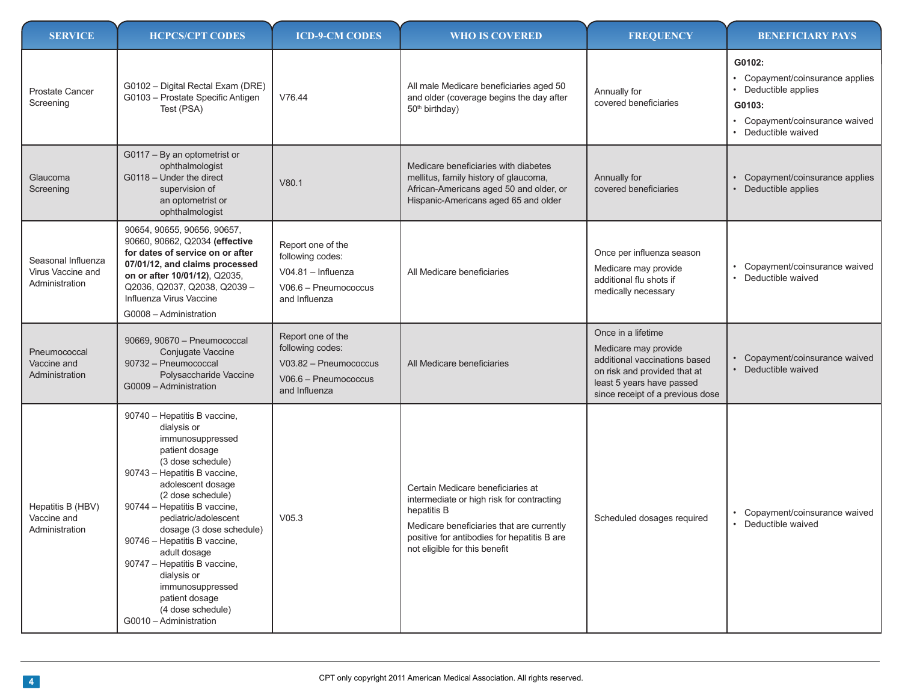| SERVICE | HCPCS/CPT CODES | ICD-9-CM CODES | WHO IS COVERED | FREQUENCY | BENEFICIARY PAYS |
|---|---|---|---|---|---|
| Prostate Cancer Screening | G0102 – Digital Rectal Exam (DRE)<br>G0103 – Prostate Specific Antigen Test (PSA) | V76.44 | All male Medicare beneficiaries aged 50 and older (coverage begins the day after 50th birthday) | Annually for covered beneficiaries | **G0102:**<br>• Copayment/coinsurance applies<br>• Deductible applies<br>**G0103:**<br>• Copayment/coinsurance waived<br>• Deductible waived |
| Glaucoma Screening | G0117 – By an optometrist or ophthalmologist<br>G0118 – Under the direct supervision of an optometrist or ophthalmologist | V80.1 | Medicare beneficiaries with diabetes mellitus, family history of glaucoma, African-Americans aged 50 and older, or Hispanic-Americans aged 65 and older | Annually for covered beneficiaries | • Copayment/coinsurance applies<br>• Deductible applies |
| Seasonal Influenza Virus Vaccine and Administration | 90654, 90655, 90656, 90657, 90660, 90662, Q2034 **(effective for dates of service on or after 07/01/12, and claims processed on or after 10/01/12)**, Q2035, Q2036, Q2037, Q2038, Q2039 – Influenza Virus Vaccine<br>G0008 – Administration | Report one of the following codes:<br>V04.81 – Influenza<br>V06.6 – Pneumococcus and Influenza | All Medicare beneficiaries | Once per influenza season<br>Medicare may provide additional flu shots if medically necessary | • Copayment/coinsurance waived<br>• Deductible waived |
| Pneumococcal Vaccine and Administration | 90669, 90670 – Pneumococcal Conjugate Vaccine<br>90732 – Pneumococcal Polysaccharide Vaccine<br>G0009 – Administration | Report one of the following codes:<br>V03.82 – Pneumococcus<br>V06.6 – Pneumococcus and Influenza | All Medicare beneficiaries | Once in a lifetime<br>Medicare may provide additional vaccinations based on risk and provided that at least 5 years have passed since receipt of a previous dose | • Copayment/coinsurance waived<br>• Deductible waived |
| Hepatitis B (HBV) Vaccine and Administration | 90740 – Hepatitis B vaccine, dialysis or immunosuppressed patient dosage (3 dose schedule)<br>90743 – Hepatitis B vaccine, adolescent dosage (2 dose schedule)<br>90744 – Hepatitis B vaccine, pediatric/adolescent dosage (3 dose schedule)<br>90746 – Hepatitis B vaccine, adult dosage<br>90747 – Hepatitis B vaccine, dialysis or immunosuppressed patient dosage (4 dose schedule)<br>G0010 – Administration | V05.3 | Certain Medicare beneficiaries at intermediate or high risk for contracting hepatitis B<br>Medicare beneficiaries that are currently positive for antibodies for hepatitis B are not eligible for this benefit | Scheduled dosages required | • Copayment/coinsurance waived<br>• Deductible waived |

CPT only copyright 2011 American Medical Association. All rights reserved.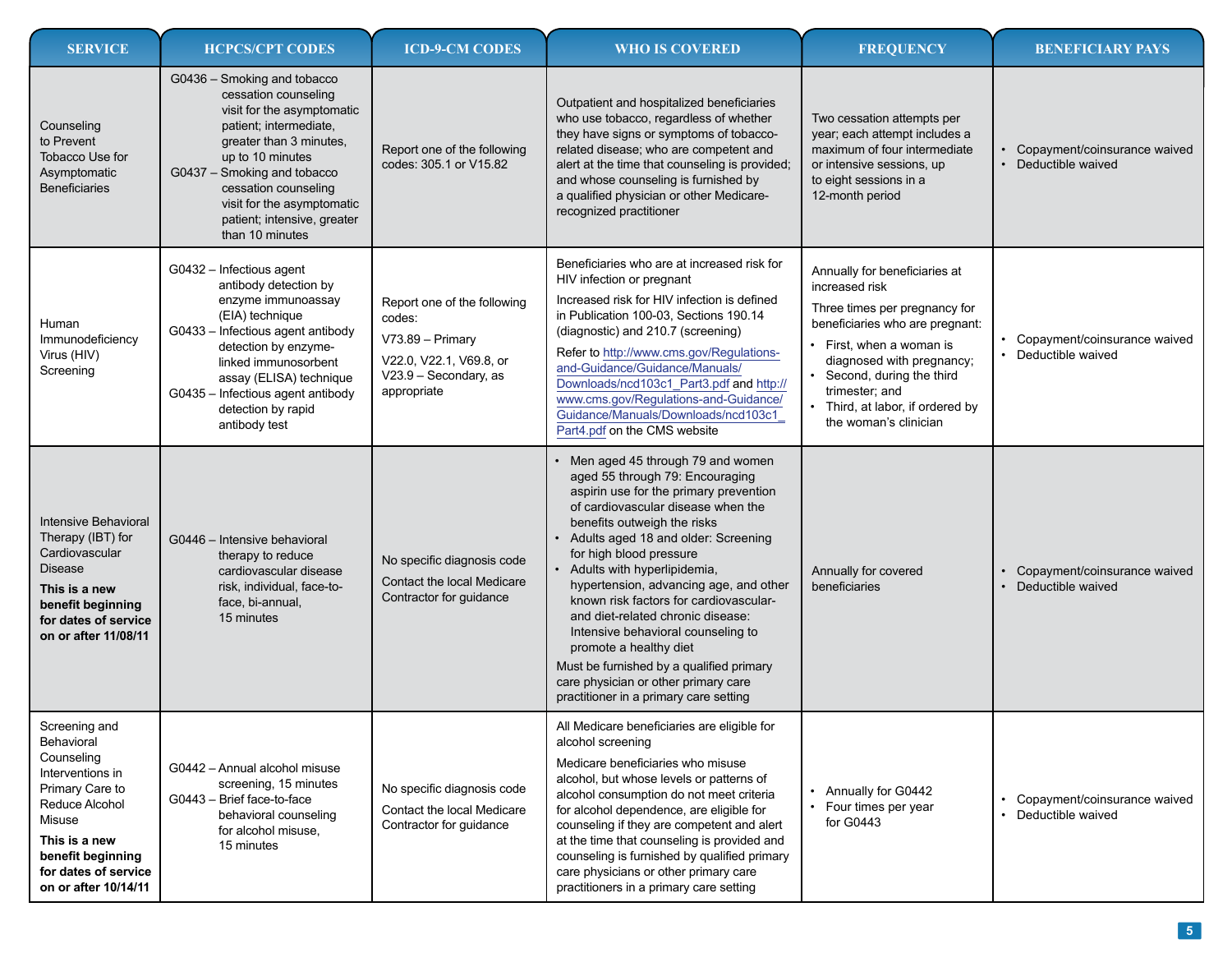| SERVICE | HCPCS/CPT CODES | ICD-9-CM CODES | WHO IS COVERED | FREQUENCY | BENEFICIARY PAYS |
|---|---|---|---|---|---|
| Counseling to Prevent Tobacco Use for Asymptomatic Beneficiaries | G0436 – Smoking and tobacco cessation counseling visit for the asymptomatic patient; intermediate, greater than 3 minutes, up to 10 minutes<br>G0437 – Smoking and tobacco cessation counseling visit for the asymptomatic patient; intensive, greater than 10 minutes | Report one of the following codes: 305.1 or V15.82 | Outpatient and hospitalized beneficiaries who use tobacco, regardless of whether they have signs or symptoms of tobacco-related disease; who are competent and alert at the time that counseling is provided; and whose counseling is furnished by a qualified physician or other Medicare-recognized practitioner | Two cessation attempts per year; each attempt includes a maximum of four intermediate or intensive sessions, up to eight sessions in a 12-month period | • Copayment/coinsurance waived<br>• Deductible waived |
| Human Immunodeficiency Virus (HIV) Screening | G0432 – Infectious agent antibody detection by enzyme immunoassay (EIA) technique<br>G0433 – Infectious agent antibody detection by enzyme-linked immunosorbent assay (ELISA) technique<br>G0435 – Infectious agent antibody detection by rapid antibody test | Report one of the following codes:<br>V73.89 – Primary<br>V22.0, V22.1, V69.8, or V23.9 – Secondary, as appropriate | Beneficiaries who are at increased risk for HIV infection or pregnant<br>Increased risk for HIV infection is defined in Publication 100-03, Sections 190.14 (diagnostic) and 210.7 (screening)<br>Refer to http://www.cms.gov/Regulations-and-Guidance/Guidance/Manuals/Downloads/ncd103c1_Part3.pdf and http://www.cms.gov/Regulations-and-Guidance/Guidance/Manuals/Downloads/ncd103c1_Part4.pdf on the CMS website | Annually for beneficiaries at increased risk<br>Three times per pregnancy for beneficiaries who are pregnant:<br>• First, when a woman is diagnosed with pregnancy;<br>• Second, during the third trimester; and<br>• Third, at labor, if ordered by the woman's clinician | • Copayment/coinsurance waived<br>• Deductible waived |
| Intensive Behavioral Therapy (IBT) for Cardiovascular Disease<br>**This is a new benefit beginning for dates of service on or after 11/08/11** | G0446 – Intensive behavioral therapy to reduce cardiovascular disease risk, individual, face-to-face, bi-annual, 15 minutes | No specific diagnosis code<br>Contact the local Medicare Contractor for guidance | • Men aged 45 through 79 and women aged 55 through 79: Encouraging aspirin use for the primary prevention of cardiovascular disease when the benefits outweigh the risks<br>• Adults aged 18 and older: Screening for high blood pressure<br>• Adults with hyperlipidemia, hypertension, advancing age, and other known risk factors for cardiovascular- and diet-related chronic disease: Intensive behavioral counseling to promote a healthy diet<br>Must be furnished by a qualified primary care physician or other primary care practitioner in a primary care setting | Annually for covered beneficiaries | • Copayment/coinsurance waived<br>• Deductible waived |
| Screening and Behavioral Counseling Interventions in Primary Care to Reduce Alcohol Misuse<br>**This is a new benefit beginning for dates of service on or after 10/14/11** | G0442 – Annual alcohol misuse screening, 15 minutes<br>G0443 – Brief face-to-face behavioral counseling for alcohol misuse, 15 minutes | No specific diagnosis code<br>Contact the local Medicare Contractor for guidance | All Medicare beneficiaries are eligible for alcohol screening<br>Medicare beneficiaries who misuse alcohol, but whose levels or patterns of alcohol consumption do not meet criteria for alcohol dependence, are eligible for counseling if they are competent and alert at the time that counseling is provided and counseling is furnished by qualified primary care physicians or other primary care practitioners in a primary care setting | • Annually for G0442<br>• Four times per year for G0443 | • Copayment/coinsurance waived<br>• Deductible waived |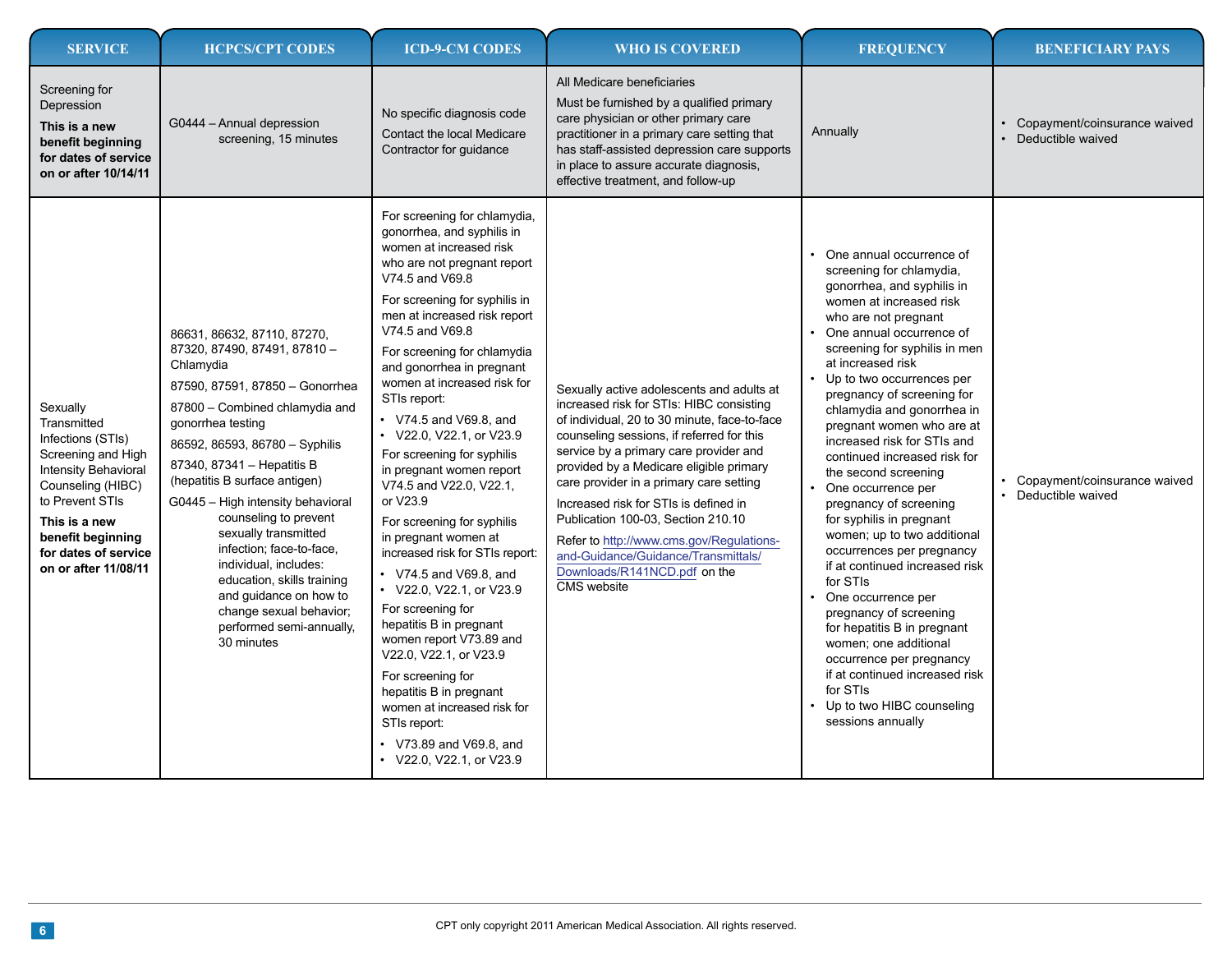| SERVICE | HCPCS/CPT CODES | ICD-9-CM CODES | WHO IS COVERED | FREQUENCY | BENEFICIARY PAYS |
|---|---|---|---|---|---|
| Screening for Depression<br>**This is a new benefit beginning for dates of service on or after 10/14/11** | G0444 – Annual depression screening, 15 minutes | No specific diagnosis code<br>Contact the local Medicare Contractor for guidance | All Medicare beneficiaries<br>Must be furnished by a qualified primary care physician or other primary care practitioner in a primary care setting that has staff-assisted depression care supports in place to assure accurate diagnosis, effective treatment, and follow-up | Annually | • Copayment/coinsurance waived<br>• Deductible waived |
| Sexually Transmitted Infections (STIs) Screening and High Intensity Behavioral Counseling (HIBC) to Prevent STIs<br>**This is a new benefit beginning for dates of service on or after 11/08/11** | 86631, 86632, 87110, 87270, 87320, 87490, 87491, 87810 – Chlamydia<br>87590, 87591, 87850 – Gonorrhea<br>87800 – Combined chlamydia and gonorrhea testing<br>86592, 86593, 86780 – Syphilis<br>87340, 87341 – Hepatitis B (hepatitis B surface antigen)<br>G0445 – High intensity behavioral counseling to prevent sexually transmitted infection; face-to-face, individual, includes: education, skills training and guidance on how to change sexual behavior; performed semi-annually, 30 minutes | For screening for chlamydia, gonorrhea, and syphilis in women at increased risk who are not pregnant report V74.5 and V69.8<br>For screening for syphilis in men at increased risk report V74.5 and V69.8<br>For screening for chlamydia and gonorrhea in pregnant women at increased risk for STIs report:<br>• V74.5 and V69.8, and<br>• V22.0, V22.1, or V23.9<br>For screening for syphilis in pregnant women report V74.5 and V22.0, V22.1, or V23.9<br>For screening for syphilis in pregnant women at increased risk for STIs report:<br>• V74.5 and V69.8, and<br>• V22.0, V22.1, or V23.9<br>For screening for hepatitis B in pregnant women report V73.89 and V22.0, V22.1, or V23.9<br>For screening for hepatitis B in pregnant women at increased risk for STIs report:<br>• V73.89 and V69.8, and<br>• V22.0, V22.1, or V23.9 | Sexually active adolescents and adults at increased risk for STIs: HIBC consisting of individual, 20 to 30 minute, face-to-face counseling sessions, if referred for this service by a primary care provider and provided by a Medicare eligible primary care provider in a primary care setting<br>Increased risk for STIs is defined in Publication 100-03, Section 210.10<br>Refer to http://www.cms.gov/Regulations-and-Guidance/Guidance/Transmittals/Downloads/R141NCD.pdf on the CMS website | • One annual occurrence of screening for chlamydia, gonorrhea, and syphilis in women at increased risk who are not pregnant<br>• One annual occurrence of screening for syphilis in men at increased risk<br>• Up to two occurrences per pregnancy of screening for chlamydia and gonorrhea in pregnant women who are at increased risk for STIs and continued increased risk for the second screening<br>• One occurrence per pregnancy of screening for syphilis in pregnant women; up to two additional occurrences per pregnancy if at continued increased risk for STIs<br>• One occurrence per pregnancy of screening for hepatitis B in pregnant women; one additional occurrence per pregnancy if at continued increased risk for STIs<br>• Up to two HIBC counseling sessions annually | • Copayment/coinsurance waived<br>• Deductible waived |

CPT only copyright 2011 American Medical Association. All rights reserved.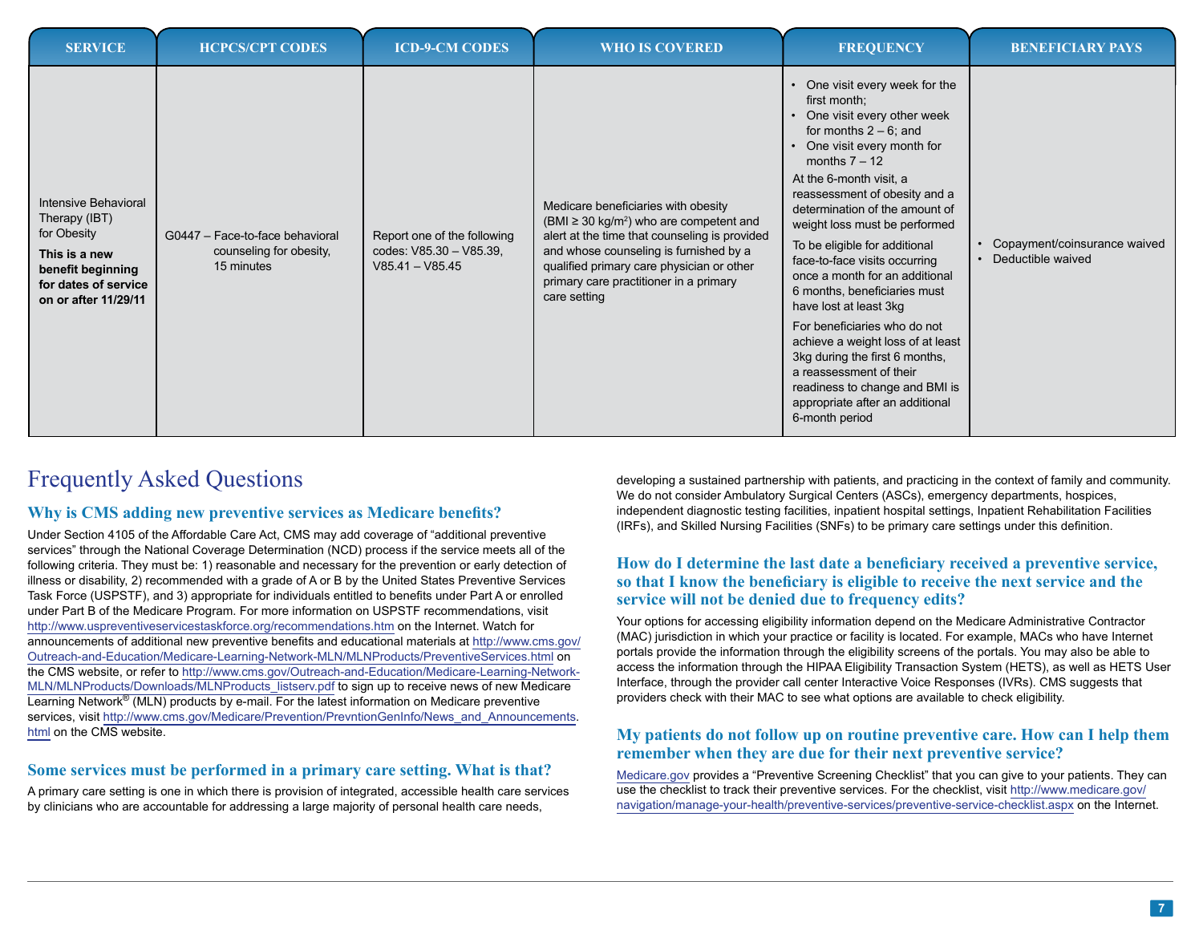| SERVICE | HCPCS/CPT CODES | ICD-9-CM CODES | WHO IS COVERED | FREQUENCY | BENEFICIARY PAYS |
|---|---|---|---|---|---|
| Intensive Behavioral Therapy (IBT) for Obesity<br>**This is a new benefit beginning for dates of service on or after 11/29/11** | G0447 – Face-to-face behavioral counseling for obesity, 15 minutes | Report one of the following codes: V85.30 – V85.39, V85.41 – V85.45 | Medicare beneficiaries with obesity (BMI ≥ 30 kg/m$^2$) who are competent and alert at the time that counseling is provided and whose counseling is furnished by a qualified primary care physician or other primary care practitioner in a primary care setting | • One visit every week for the first month;<br>• One visit every other week for months 2 – 6; and<br>• One visit every month for months 7 – 12<br>At the 6-month visit, a reassessment of obesity and a determination of the amount of weight loss must be performed<br>To be eligible for additional face-to-face visits occurring once a month for an additional 6 months, beneficiaries must have lost at least 3kg<br>For beneficiaries who do not achieve a weight loss of at least 3kg during the first 6 months, a reassessment of their readiness to change and BMI is appropriate after an additional 6-month period | • Copayment/coinsurance waived<br>• Deductible waived |

# Frequently Asked Questions

## Why is CMS adding new preventive services as Medicare benefits?

Under Section 4105 of the Affordable Care Act, CMS may add coverage of "additional preventive services" through the National Coverage Determination (NCD) process if the service meets all of the following criteria. They must be: 1) reasonable and necessary for the prevention or early detection of illness or disability, 2) recommended with a grade of A or B by the United States Preventive Services Task Force (USPSTF), and 3) appropriate for individuals entitled to benefits under Part A or enrolled under Part B of the Medicare Program. For more information on USPSTF recommendations, visit http://www.uspreventiveservicestaskforce.org/recommendations.htm on the Internet. Watch for announcements of additional new preventive benefits and educational materials at http://www.cms.gov/Outreach-and-Education/Medicare-Learning-Network-MLN/MLNProducts/PreventiveServices.html on the CMS website, or refer to http://www.cms.gov/Outreach-and-Education/Medicare-Learning-Network-MLN/MLNProducts/Downloads/MLNProducts_listserv.pdf to sign up to receive news of new Medicare Learning Network® (MLN) products by e-mail. For the latest information on Medicare preventive services, visit http://www.cms.gov/Medicare/Prevention/PrevntionGenInfo/News_and_Announcements.html on the CMS website.

## Some services must be performed in a primary care setting. What is that?

A primary care setting is one in which there is provision of integrated, accessible health care services by clinicians who are accountable for addressing a large majority of personal health care needs, developing a sustained partnership with patients, and practicing in the context of family and community. We do not consider Ambulatory Surgical Centers (ASCs), emergency departments, hospices, independent diagnostic testing facilities, inpatient hospital settings, Inpatient Rehabilitation Facilities (IRFs), and Skilled Nursing Facilities (SNFs) to be primary care settings under this definition.

## How do I determine the last date a beneficiary received a preventive service, so that I know the beneficiary is eligible to receive the next service and the service will not be denied due to frequency edits?

Your options for accessing eligibility information depend on the Medicare Administrative Contractor (MAC) jurisdiction in which your practice or facility is located. For example, MACs who have Internet portals provide the information through the eligibility screens of the portals. You may also be able to access the information through the HIPAA Eligibility Transaction System (HETS), as well as HETS User Interface, through the provider call center Interactive Voice Responses (IVRs). CMS suggests that providers check with their MAC to see what options are available to check eligibility.

## My patients do not follow up on routine preventive care. How can I help them remember when they are due for their next preventive service?

Medicare.gov provides a "Preventive Screening Checklist" that you can give to your patients. They can use the checklist to track their preventive services. For the checklist, visit http://www.medicare.gov/navigation/manage-your-health/preventive-services/preventive-service-checklist.aspx on the Internet.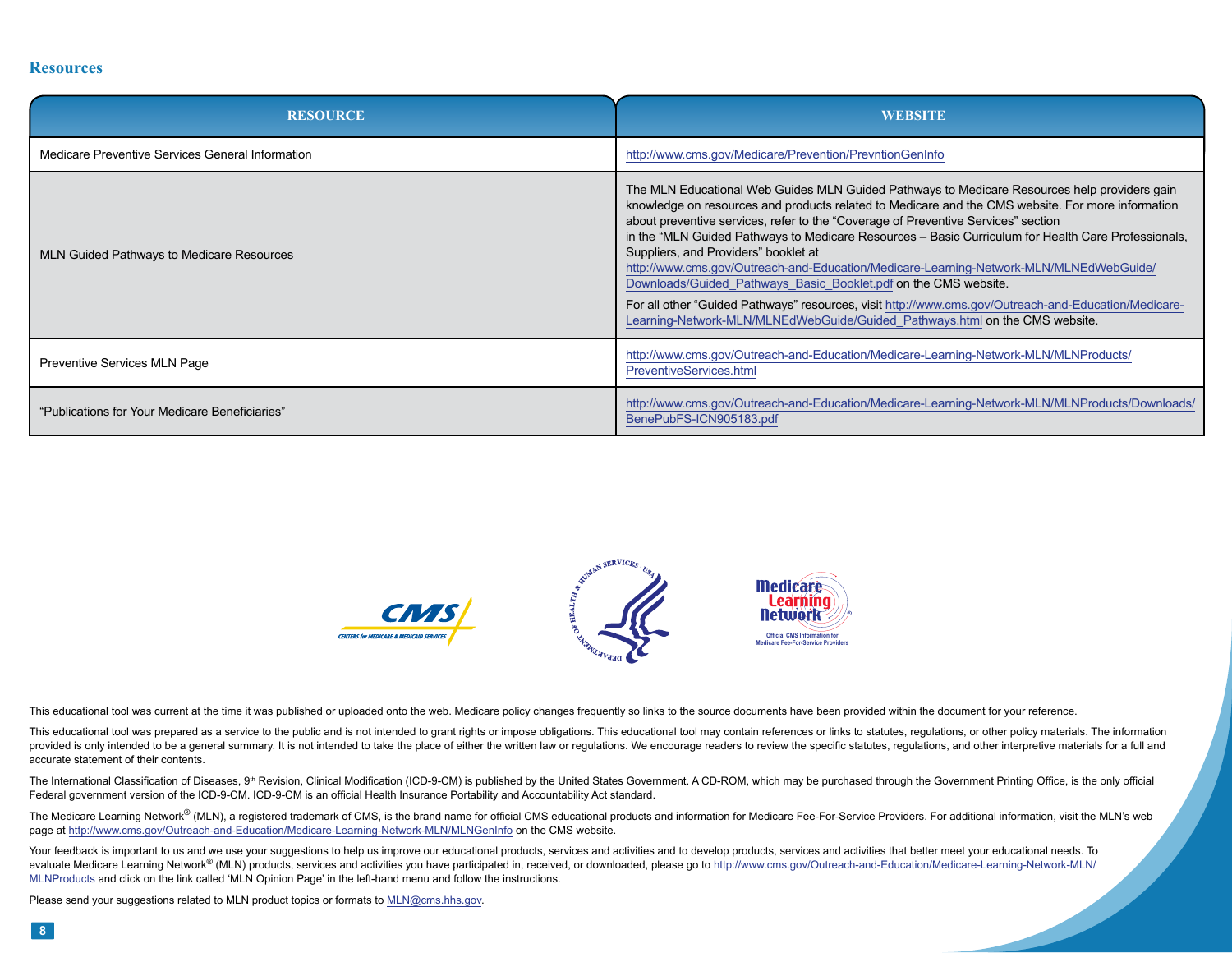## Resources

| RESOURCE | WEBSITE |
| --- | --- |
| Medicare Preventive Services General Information | http://www.cms.gov/Medicare/Prevention/PrevntionGenInfo |
| MLN Guided Pathways to Medicare Resources | The MLN Educational Web Guides MLN Guided Pathways to Medicare Resources help providers gain knowledge on resources and products related to Medicare and the CMS website. For more information about preventive services, refer to the "Coverage of Preventive Services" section in the "MLN Guided Pathways to Medicare Resources – Basic Curriculum for Health Care Professionals, Suppliers, and Providers" booklet at http://www.cms.gov/Outreach-and-Education/Medicare-Learning-Network-MLN/MLNEdWebGuide/Downloads/Guided_Pathways_Basic_Booklet.pdf on the CMS website. For all other "Guided Pathways" resources, visit http://www.cms.gov/Outreach-and-Education/Medicare-Learning-Network-MLN/MLNEdWebGuide/Guided_Pathways.html on the CMS website. |
| Preventive Services MLN Page | http://www.cms.gov/Outreach-and-Education/Medicare-Learning-Network-MLN/MLNProducts/PreventiveServices.html |
| "Publications for Your Medicare Beneficiaries" | http://www.cms.gov/Outreach-and-Education/Medicare-Learning-Network-MLN/MLNProducts/Downloads/BenePubFS-ICN905183.pdf |

This educational tool was current at the time it was published or uploaded onto the web. Medicare policy changes frequently so links to the source documents have been provided within the document for your reference.

This educational tool was prepared as a service to the public and is not intended to grant rights or impose obligations. This educational tool may contain references or links to statutes, regulations, or other policy materials. The information provided is only intended to be a general summary. It is not intended to take the place of either the written law or regulations. We encourage readers to review the specific statutes, regulations, and other interpretive materials for a full and accurate statement of their contents.

The International Classification of Diseases, 9th Revision, Clinical Modification (ICD-9-CM) is published by the United States Government. A CD-ROM, which may be purchased through the Government Printing Office, is the only official Federal government version of the ICD-9-CM. ICD-9-CM is an official Health Insurance Portability and Accountability Act standard.

The Medicare Learning Network® (MLN), a registered trademark of CMS, is the brand name for official CMS educational products and information for Medicare Fee-For-Service Providers. For additional information, visit the MLN's web page at http://www.cms.gov/Outreach-and-Education/Medicare-Learning-Network-MLN/MLNGenInfo on the CMS website.

Your feedback is important to us and we use your suggestions to help us improve our educational products, services and activities and to develop products, services and activities that better meet your educational needs. To evaluate Medicare Learning Network® (MLN) products, services and activities you have participated in, received, or downloaded, please go to http://www.cms.gov/Outreach-and-Education/Medicare-Learning-Network-MLN/MLNProducts and click on the link called 'MLN Opinion Page' in the left-hand menu and follow the instructions.

Please send your suggestions related to MLN product topics or formats to MLN@cms.hhs.gov.